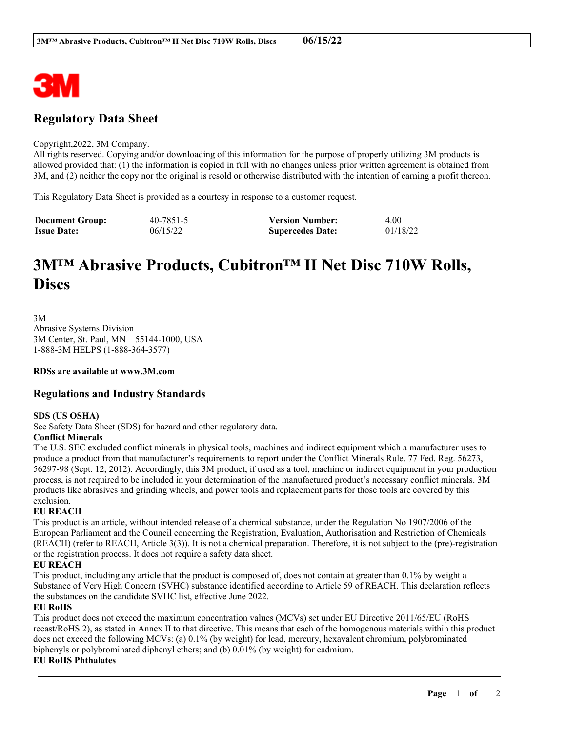# Regulatory Data Sheet

Copyright,2022, 3M Company.
All rights reserved. Copying and/or downloading of this information for the purpose of properly utilizing 3M products is allowed provided that: (1) the information is copied in full with no changes unless prior written agreement is obtained from 3M, and (2) neither the copy nor the original is resold or otherwise distributed with the intention of earning a profit thereon.

This Regulatory Data Sheet is provided as a courtesy in response to a customer request.

| **Document Group:** | 40-7851-5 | **Version Number:** | 4.00 |
|---|---|---|---|
| **Issue Date:** | 06/15/22 | **Supercedes Date:** | 01/18/22 |

# 3M™ Abrasive Products, Cubitron™ II Net Disc 710W Rolls, Discs

3M
Abrasive Systems Division
3M Center, St. Paul, MN 55144-1000, USA
1-888-3M HELPS (1-888-364-3577)

**RDSs are available at www.3M.com**

## Regulations and Industry Standards

**SDS (US OSHA)**
See Safety Data Sheet (SDS) for hazard and other regulatory data.

**Conflict Minerals**
The U.S. SEC excluded conflict minerals in physical tools, machines and indirect equipment which a manufacturer uses to produce a product from that manufacturer's requirements to report under the Conflict Minerals Rule. 77 Fed. Reg. 56273, 56297-98 (Sept. 12, 2012). Accordingly, this 3M product, if used as a tool, machine or indirect equipment in your production process, is not required to be included in your determination of the manufactured product's necessary conflict minerals. 3M products like abrasives and grinding wheels, and power tools and replacement parts for those tools are covered by this exclusion.

**EU REACH**
This product is an article, without intended release of a chemical substance, under the Regulation No 1907/2006 of the European Parliament and the Council concerning the Registration, Evaluation, Authorisation and Restriction of Chemicals (REACH) (refer to REACH, Article 3(3)). It is not a chemical preparation. Therefore, it is not subject to the (pre)-registration or the registration process. It does not require a safety data sheet.

**EU REACH**
This product, including any article that the product is composed of, does not contain at greater than 0.1% by weight a Substance of Very High Concern (SVHC) substance identified according to Article 59 of REACH. This declaration reflects the substances on the candidate SVHC list, effective June 2022.

**EU RoHS**
This product does not exceed the maximum concentration values (MCVs) set under EU Directive 2011/65/EU (RoHS recast/RoHS 2), as stated in Annex II to that directive. This means that each of the homogenous materials within this product does not exceed the following MCVs: (a) 0.1% (by weight) for lead, mercury, hexavalent chromium, polybrominated biphenyls or polybrominated diphenyl ethers; and (b) 0.01% (by weight) for cadmium.

**EU RoHS Phthalates**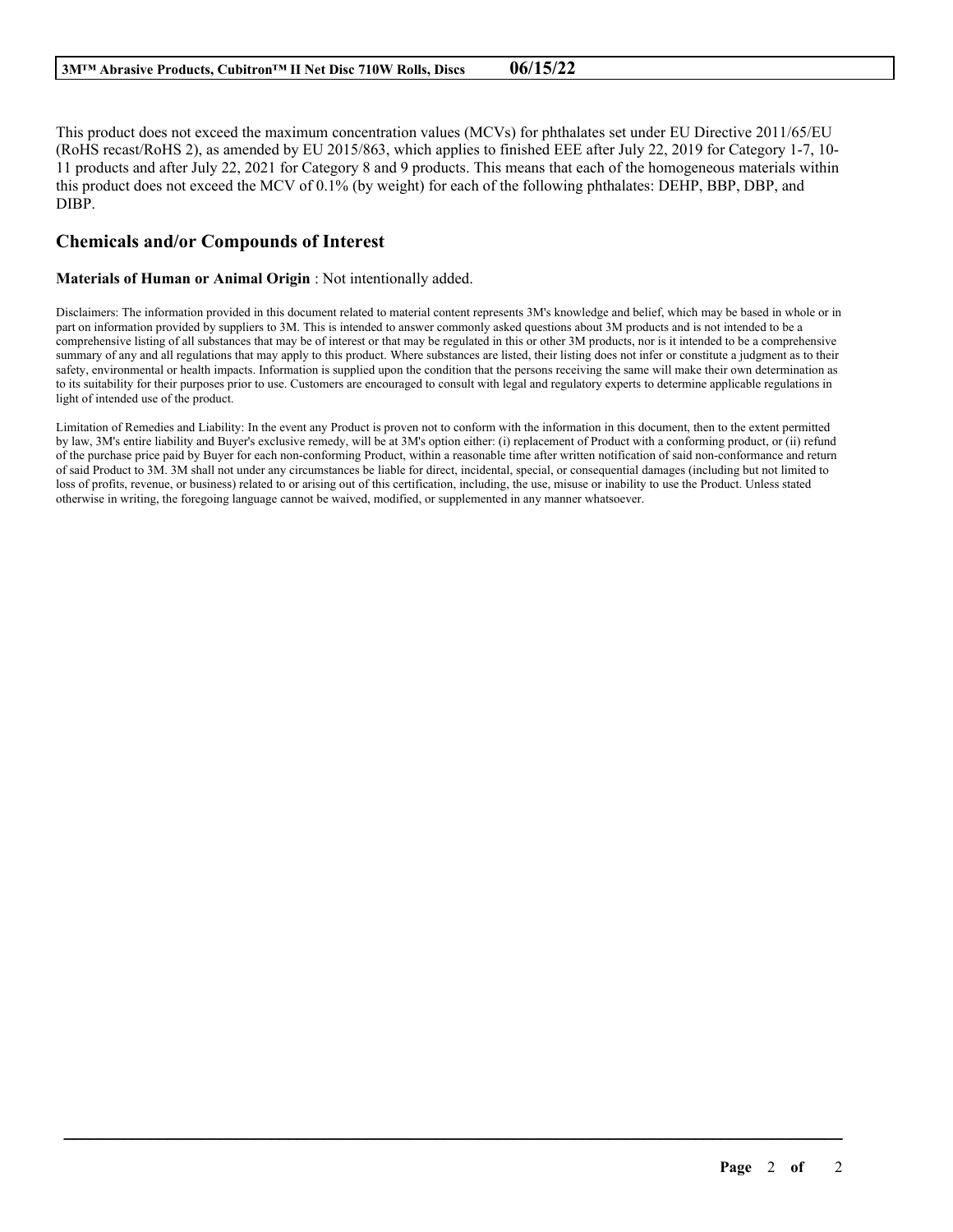This product does not exceed the maximum concentration values (MCVs) for phthalates set under EU Directive 2011/65/EU (RoHS recast/RoHS 2), as amended by EU 2015/863, which applies to finished EEE after July 22, 2019 for Category 1-7, 10-11 products and after July 22, 2021 for Category 8 and 9 products. This means that each of the homogeneous materials within this product does not exceed the MCV of 0.1% (by weight) for each of the following phthalates: DEHP, BBP, DBP, and DIBP.

## Chemicals and/or Compounds of Interest

**Materials of Human or Animal Origin** : Not intentionally added.

Disclaimers: The information provided in this document related to material content represents 3M's knowledge and belief, which may be based in whole or in part on information provided by suppliers to 3M. This is intended to answer commonly asked questions about 3M products and is not intended to be a comprehensive listing of all substances that may be of interest or that may be regulated in this or other 3M products, nor is it intended to be a comprehensive summary of any and all regulations that may apply to this product. Where substances are listed, their listing does not infer or constitute a judgment as to their safety, environmental or health impacts. Information is supplied upon the condition that the persons receiving the same will make their own determination as to its suitability for their purposes prior to use. Customers are encouraged to consult with legal and regulatory experts to determine applicable regulations in light of intended use of the product.

Limitation of Remedies and Liability: In the event any Product is proven not to conform with the information in this document, then to the extent permitted by law, 3M's entire liability and Buyer's exclusive remedy, will be at 3M's option either: (i) replacement of Product with a conforming product, or (ii) refund of the purchase price paid by Buyer for each non-conforming Product, within a reasonable time after written notification of said non-conformance and return of said Product to 3M. 3M shall not under any circumstances be liable for direct, incidental, special, or consequential damages (including but not limited to loss of profits, revenue, or business) related to or arising out of this certification, including, the use, misuse or inability to use the Product. Unless stated otherwise in writing, the foregoing language cannot be waived, modified, or supplemented in any manner whatsoever.